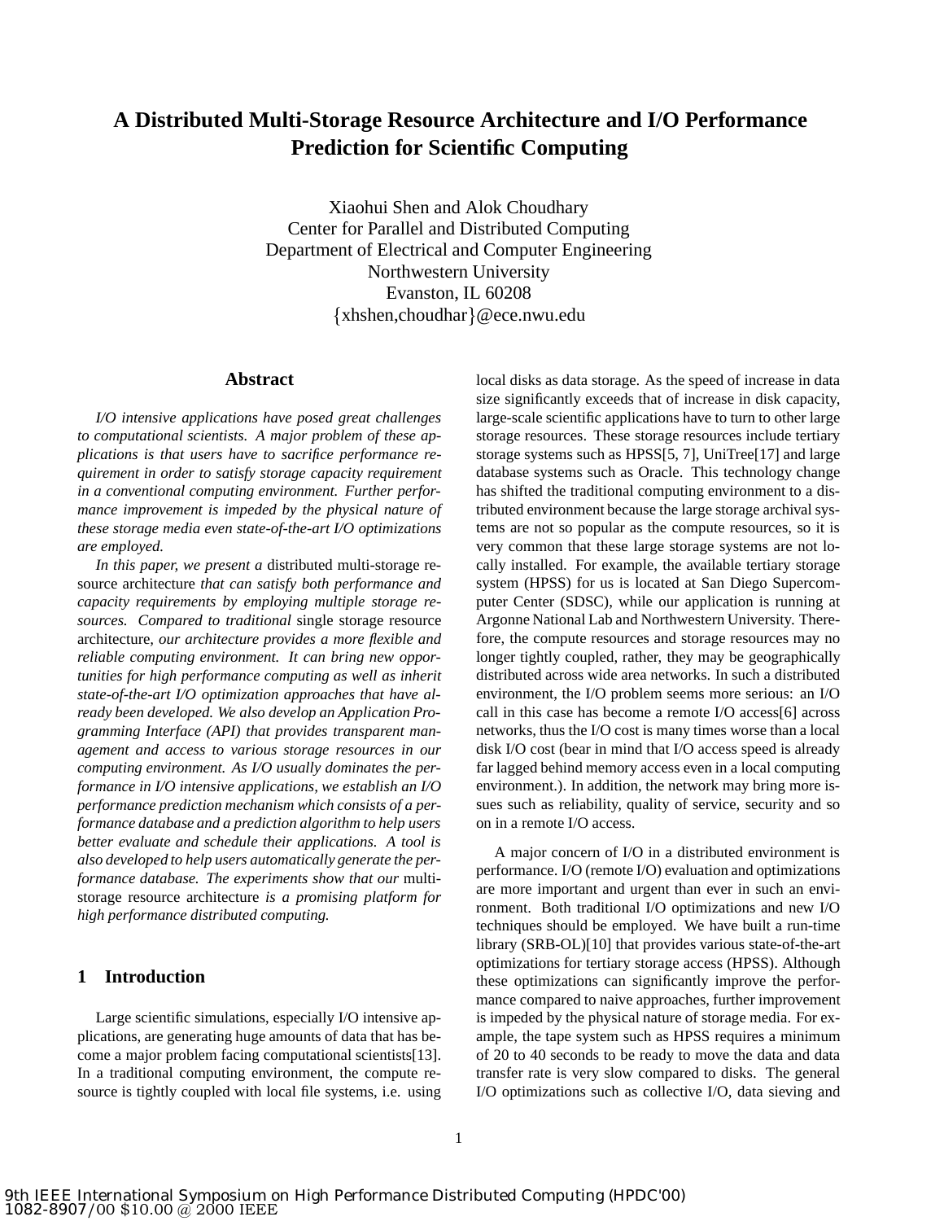# A Distributed Multi-Storage Resource Architecture and I/O Performance Prediction for Scientific Computing

Xiaohui Shen and Alok Choudhary
Center for Parallel and Distributed Computing
Department of Electrical and Computer Engineering
Northwestern University
Evanston, IL 60208
{xhshen,choudhar}@ece.nwu.edu

## Abstract

*I/O intensive applications have posed great challenges to computational scientists. A major problem of these applications is that users have to sacrifice performance requirement in order to satisfy storage capacity requirement in a conventional computing environment. Further performance improvement is impeded by the physical nature of these storage media even state-of-the-art I/O optimizations are employed.*

*In this paper, we present a* distributed multi-storage resource architecture *that can satisfy both performance and capacity requirements by employing multiple storage resources. Compared to traditional* single storage resource architecture, *our architecture provides a more flexible and reliable computing environment. It can bring new opportunities for high performance computing as well as inherit state-of-the-art I/O optimization approaches that have already been developed. We also develop an Application Programming Interface (API) that provides transparent management and access to various storage resources in our computing environment. As I/O usually dominates the performance in I/O intensive applications, we establish an I/O performance prediction mechanism which consists of a performance database and a prediction algorithm to help users better evaluate and schedule their applications. A tool is also developed to help users automatically generate the performance database. The experiments show that our* multi-storage resource architecture *is a promising platform for high performance distributed computing.*

## 1 Introduction

Large scientific simulations, especially I/O intensive applications, are generating huge amounts of data that has become a major problem facing computational scientists[13]. In a traditional computing environment, the compute resource is tightly coupled with local file systems, i.e. using local disks as data storage. As the speed of increase in data size significantly exceeds that of increase in disk capacity, large-scale scientific applications have to turn to other large storage resources. These storage resources include tertiary storage systems such as HPSS[5, 7], UniTree[17] and large database systems such as Oracle. This technology change has shifted the traditional computing environment to a distributed environment because the large storage archival systems are not so popular as the compute resources, so it is very common that these large storage systems are not locally installed. For example, the available tertiary storage system (HPSS) for us is located at San Diego Supercomputer Center (SDSC), while our application is running at Argonne National Lab and Northwestern University. Therefore, the compute resources and storage resources may no longer tightly coupled, rather, they may be geographically distributed across wide area networks. In such a distributed environment, the I/O problem seems more serious: an I/O call in this case has become a remote I/O access[6] across networks, thus the I/O cost is many times worse than a local disk I/O cost (bear in mind that I/O access speed is already far lagged behind memory access even in a local computing environment.). In addition, the network may bring more issues such as reliability, quality of service, security and so on in a remote I/O access.

A major concern of I/O in a distributed environment is performance. I/O (remote I/O) evaluation and optimizations are more important and urgent than ever in such an environment. Both traditional I/O optimizations and new I/O techniques should be employed. We have built a run-time library (SRB-OL)[10] that provides various state-of-the-art optimizations for tertiary storage access (HPSS). Although these optimizations can significantly improve the performance compared to naive approaches, further improvement is impeded by the physical nature of storage media. For example, the tape system such as HPSS requires a minimum of 20 to 40 seconds to be ready to move the data and data transfer rate is very slow compared to disks. The general I/O optimizations such as collective I/O, data sieving and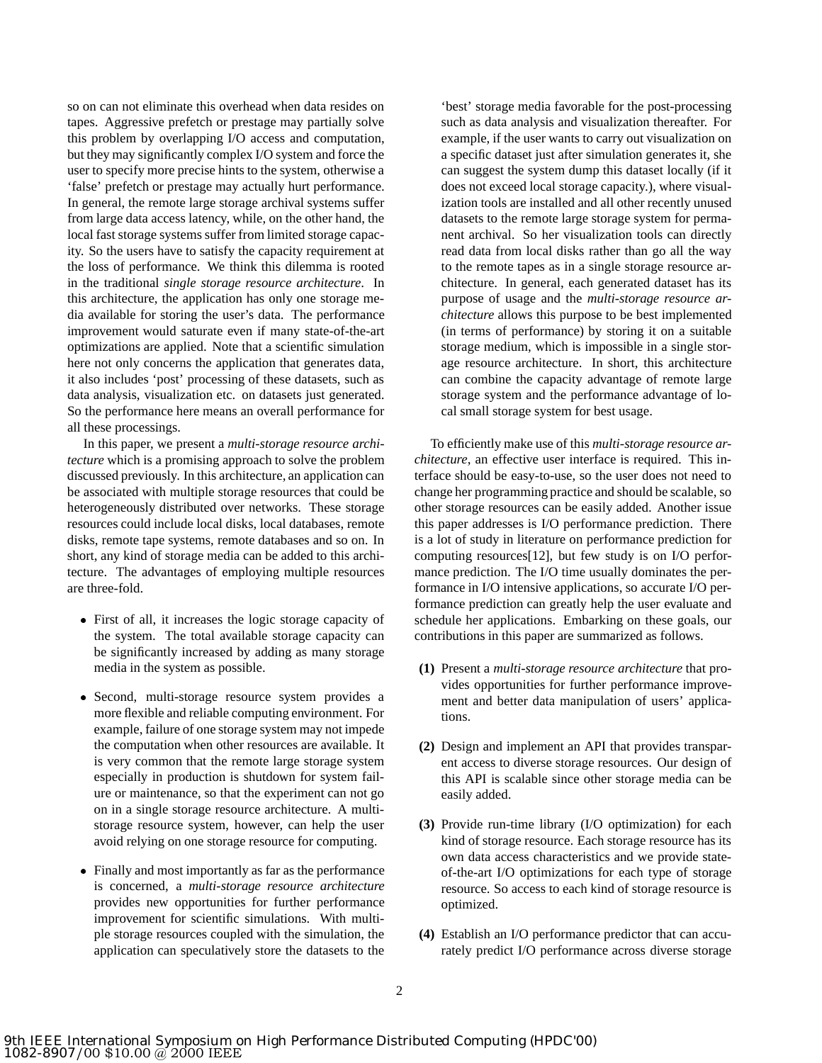so on can not eliminate this overhead when data resides on tapes. Aggressive prefetch or prestage may partially solve this problem by overlapping I/O access and computation, but they may significantly complex I/O system and force the user to specify more precise hints to the system, otherwise a 'false' prefetch or prestage may actually hurt performance. In general, the remote large storage archival systems suffer from large data access latency, while, on the other hand, the local fast storage systems suffer from limited storage capacity. So the users have to satisfy the capacity requirement at the loss of performance. We think this dilemma is rooted in the traditional *single storage resource architecture*. In this architecture, the application has only one storage media available for storing the user's data. The performance improvement would saturate even if many state-of-the-art optimizations are applied. Note that a scientific simulation here not only concerns the application that generates data, it also includes 'post' processing of these datasets, such as data analysis, visualization etc. on datasets just generated. So the performance here means an overall performance for all these processings.

In this paper, we present a *multi-storage resource architecture* which is a promising approach to solve the problem discussed previously. In this architecture, an application can be associated with multiple storage resources that could be heterogeneously distributed over networks. These storage resources could include local disks, local databases, remote disks, remote tape systems, remote databases and so on. In short, any kind of storage media can be added to this architecture. The advantages of employing multiple resources are three-fold.

- First of all, it increases the logic storage capacity of the system. The total available storage capacity can be significantly increased by adding as many storage media in the system as possible.
- Second, multi-storage resource system provides a more flexible and reliable computing environment. For example, failure of one storage system may not impede the computation when other resources are available. It is very common that the remote large storage system especially in production is shutdown for system failure or maintenance, so that the experiment can not go on in a single storage resource architecture. A multi-storage resource system, however, can help the user avoid relying on one storage resource for computing.
- Finally and most importantly as far as the performance is concerned, a *multi-storage resource architecture* provides new opportunities for further performance improvement for scientific simulations. With multiple storage resources coupled with the simulation, the application can speculatively store the datasets to the 'best' storage media favorable for the post-processing such as data analysis and visualization thereafter. For example, if the user wants to carry out visualization on a specific dataset just after simulation generates it, she can suggest the system dump this dataset locally (if it does not exceed local storage capacity.), where visualization tools are installed and all other recently unused datasets to the remote large storage system for permanent archival. So her visualization tools can directly read data from local disks rather than go all the way to the remote tapes as in a single storage resource architecture. In general, each generated dataset has its purpose of usage and the *multi-storage resource architecture* allows this purpose to be best implemented (in terms of performance) by storing it on a suitable storage medium, which is impossible in a single storage resource architecture. In short, this architecture can combine the capacity advantage of remote large storage system and the performance advantage of local small storage system for best usage.

To efficiently make use of this *multi-storage resource architecture*, an effective user interface is required. This interface should be easy-to-use, so the user does not need to change her programming practice and should be scalable, so other storage resources can be easily added. Another issue this paper addresses is I/O performance prediction. There is a lot of study in literature on performance prediction for computing resources[12], but few study is on I/O performance prediction. The I/O time usually dominates the performance in I/O intensive applications, so accurate I/O performance prediction can greatly help the user evaluate and schedule her applications. Embarking on these goals, our contributions in this paper are summarized as follows.

**(1)** Present a *multi-storage resource architecture* that provides opportunities for further performance improvement and better data manipulation of users' applications.

**(2)** Design and implement an API that provides transparent access to diverse storage resources. Our design of this API is scalable since other storage media can be easily added.

**(3)** Provide run-time library (I/O optimization) for each kind of storage resource. Each storage resource has its own data access characteristics and we provide state-of-the-art I/O optimizations for each type of storage resource. So access to each kind of storage resource is optimized.

**(4)** Establish an I/O performance predictor that can accurately predict I/O performance across diverse storage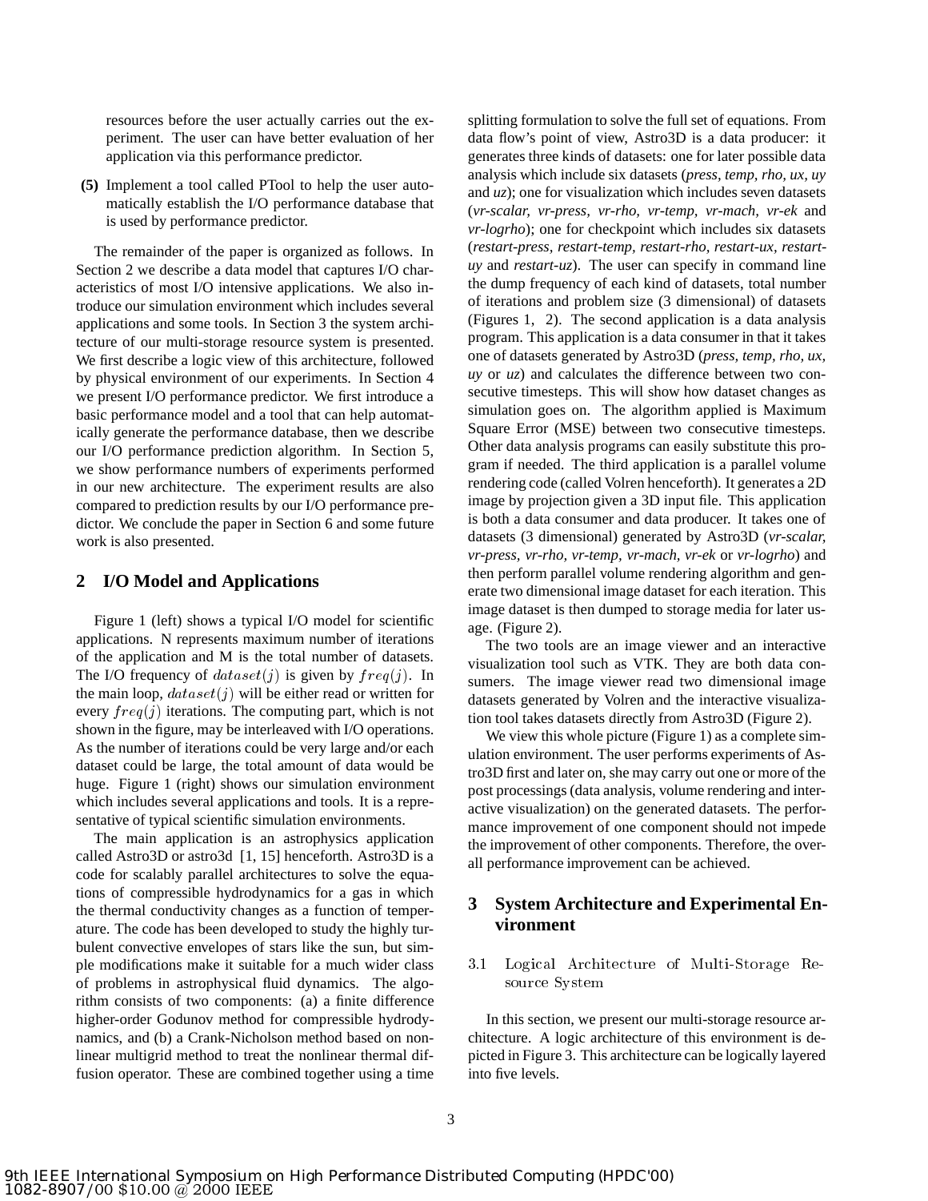resources before the user actually carries out the experiment. The user can have better evaluation of her application via this performance predictor.

**(5)** Implement a tool called PTool to help the user automatically establish the I/O performance database that is used by performance predictor.

The remainder of the paper is organized as follows. In Section 2 we describe a data model that captures I/O characteristics of most I/O intensive applications. We also introduce our simulation environment which includes several applications and some tools. In Section 3 the system architecture of our multi-storage resource system is presented. We first describe a logic view of this architecture, followed by physical environment of our experiments. In Section 4 we present I/O performance predictor. We first introduce a basic performance model and a tool that can help automatically generate the performance database, then we describe our I/O performance prediction algorithm. In Section 5, we show performance numbers of experiments performed in our new architecture. The experiment results are also compared to prediction results by our I/O performance predictor. We conclude the paper in Section 6 and some future work is also presented.

## 2 I/O Model and Applications

Figure 1 (left) shows a typical I/O model for scientific applications. N represents maximum number of iterations of the application and M is the total number of datasets. The I/O frequency of $dataset(j)$ is given by $freq(j)$. In the main loop, $dataset(j)$ will be either read or written for every $freq(j)$ iterations. The computing part, which is not shown in the figure, may be interleaved with I/O operations. As the number of iterations could be very large and/or each dataset could be large, the total amount of data would be huge. Figure 1 (right) shows our simulation environment which includes several applications and tools. It is a representative of typical scientific simulation environments.

The main application is an astrophysics application called Astro3D or astro3d [1, 15] henceforth. Astro3D is a code for scalably parallel architectures to solve the equations of compressible hydrodynamics for a gas in which the thermal conductivity changes as a function of temperature. The code has been developed to study the highly turbulent convective envelopes of stars like the sun, but simple modifications make it suitable for a much wider class of problems in astrophysical fluid dynamics. The algorithm consists of two components: (a) a finite difference higher-order Godunov method for compressible hydrodynamics, and (b) a Crank-Nicholson method based on nonlinear multigrid method to treat the nonlinear thermal diffusion operator. These are combined together using a time splitting formulation to solve the full set of equations. From data flow's point of view, Astro3D is a data producer: it generates three kinds of datasets: one for later possible data analysis which include six datasets (*press, temp, rho, ux, uy* and *uz*); one for visualization which includes seven datasets (*vr-scalar, vr-press, vr-rho, vr-temp, vr-mach, vr-ek* and *vr-logrho*); one for checkpoint which includes six datasets (*restart-press, restart-temp, restart-rho, restart-ux, restart-uy* and *restart-uz*). The user can specify in command line the dump frequency of each kind of datasets, total number of iterations and problem size (3 dimensional) of datasets (Figures 1, 2). The second application is a data analysis program. This application is a data consumer in that it takes one of datasets generated by Astro3D (*press, temp, rho, ux, uy* or *uz*) and calculates the difference between two consecutive timesteps. This will show how dataset changes as simulation goes on. The algorithm applied is Maximum Square Error (MSE) between two consecutive timesteps. Other data analysis programs can easily substitute this program if needed. The third application is a parallel volume rendering code (called Volren henceforth). It generates a 2D image by projection given a 3D input file. This application is both a data consumer and data producer. It takes one of datasets (3 dimensional) generated by Astro3D (*vr-scalar, vr-press, vr-rho, vr-temp, vr-mach, vr-ek* or *vr-logrho*) and then perform parallel volume rendering algorithm and generate two dimensional image dataset for each iteration. This image dataset is then dumped to storage media for later usage. (Figure 2).

The two tools are an image viewer and an interactive visualization tool such as VTK. They are both data consumers. The image viewer read two dimensional image datasets generated by Volren and the interactive visualization tool takes datasets directly from Astro3D (Figure 2).

We view this whole picture (Figure 1) as a complete simulation environment. The user performs experiments of Astro3D first and later on, she may carry out one or more of the post processings (data analysis, volume rendering and interactive visualization) on the generated datasets. The performance improvement of one component should not impede the improvement of other components. Therefore, the overall performance improvement can be achieved.

## 3 System Architecture and Experimental Environment

### 3.1 Logical Architecture of Multi-Storage Resource System

In this section, we present our multi-storage resource architecture. A logic architecture of this environment is depicted in Figure 3. This architecture can be logically layered into five levels.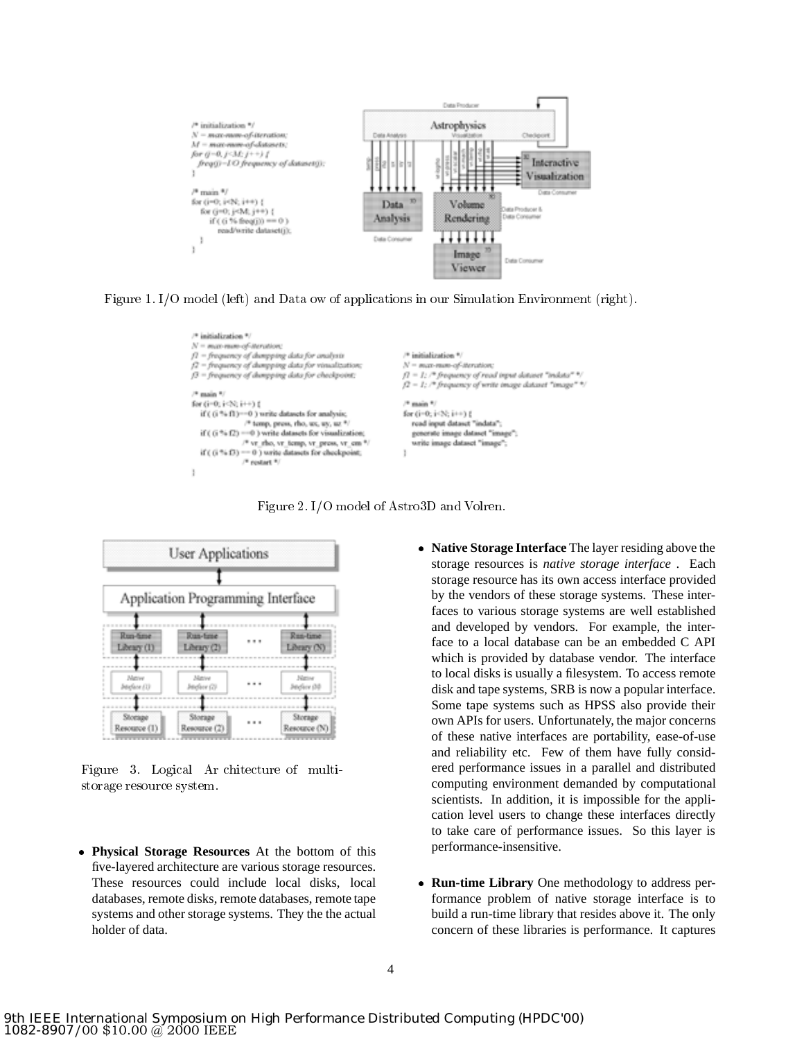Figure 1. I/O model (left) and Data ow of applications in our Simulation Environment (right).

Figure 2. I/O model of Astro3D and Volren.

Figure 3. Logical Ar chitecture of multi-storage resource system.

- **Physical Storage Resources** At the bottom of this five-layered architecture are various storage resources. These resources could include local disks, local databases, remote disks, remote databases, remote tape systems and other storage systems. They the the actual holder of data.

- **Native Storage Interface** The layer residing above the storage resources is *native storage interface* . Each storage resource has its own access interface provided by the vendors of these storage systems. These interfaces to various storage systems are well established and developed by vendors. For example, the interface to a local database can be an embedded C API which is provided by database vendor. The interface to local disks is usually a filesystem. To access remote disk and tape systems, SRB is now a popular interface. Some tape systems such as HPSS also provide their own APIs for users. Unfortunately, the major concerns of these native interfaces are portability, ease-of-use and reliability etc. Few of them have fully considered performance issues in a parallel and distributed computing environment demanded by computational scientists. In addition, it is impossible for the application level users to change these interfaces directly to take care of performance issues. So this layer is performance-insensitive.

- **Run-time Library** One methodology to address performance problem of native storage interface is to build a run-time library that resides above it. The only concern of these libraries is performance. It captures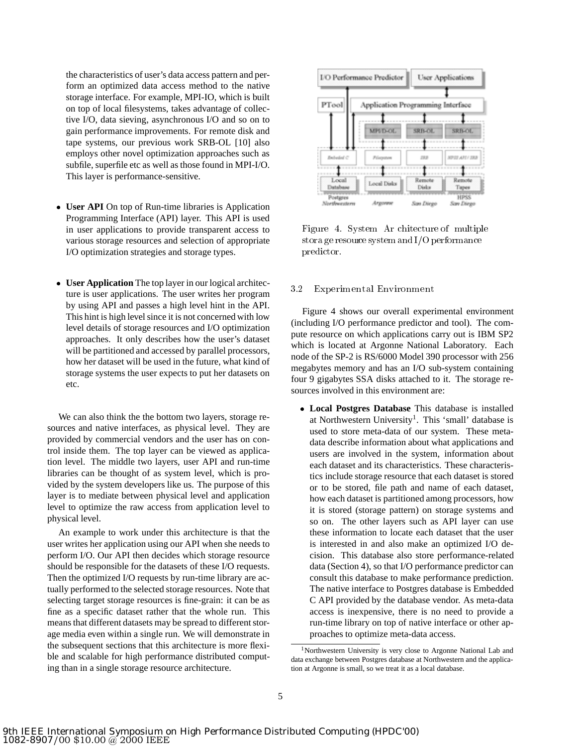the characteristics of user's data access pattern and perform an optimized data access method to the native storage interface. For example, MPI-IO, which is built on top of local filesystems, takes advantage of collective I/O, data sieving, asynchronous I/O and so on to gain performance improvements. For remote disk and tape systems, our previous work SRB-OL [10] also employs other novel optimization approaches such as subfile, superfile etc as well as those found in MPI-I/O. This layer is performance-sensitive.

- **User API** On top of Run-time libraries is Application Programming Interface (API) layer. This API is used in user applications to provide transparent access to various storage resources and selection of appropriate I/O optimization strategies and storage types.

- **User Application** The top layer in our logical architecture is user applications. The user writes her program by using API and passes a high level hint in the API. This hint is high level since it is not concerned with low level details of storage resources and I/O optimization approaches. It only describes how the user's dataset will be partitioned and accessed by parallel processors, how her dataset will be used in the future, what kind of storage systems the user expects to put her datasets on etc.

We can also think the the bottom two layers, storage resources and native interfaces, as physical level. They are provided by commercial vendors and the user has on control inside them. The top layer can be viewed as application level. The middle two layers, user API and run-time libraries can be thought of as system level, which is provided by the system developers like us. The purpose of this layer is to mediate between physical level and application level to optimize the raw access from application level to physical level.

An example to work under this architecture is that the user writes her application using our API when she needs to perform I/O. Our API then decides which storage resource should be responsible for the datasets of these I/O requests. Then the optimized I/O requests by run-time library are actually performed to the selected storage resources. Note that selecting target storage resources is fine-grain: it can be as fine as a specific dataset rather that the whole run. This means that different datasets may be spread to different storage media even within a single run. We will demonstrate in the subsequent sections that this architecture is more flexible and scalable for high performance distributed computing than in a single storage resource architecture.

Figure 4. System Architecture of multiple storage resource system and I/O performance predictor.

### 3.2 Experimental Environment

Figure 4 shows our overall experimental environment (including I/O performance predictor and tool). The compute resource on which applications carry out is IBM SP2 which is located at Argonne National Laboratory. Each node of the SP-2 is RS/6000 Model 390 processor with 256 megabytes memory and has an I/O sub-system containing four 9 gigabytes SSA disks attached to it. The storage resources involved in this environment are:

- **Local Postgres Database** This database is installed at Northwestern University[1]. This 'small' database is used to store meta-data of our system. These meta-data describe information about what applications and users are involved in the system, information about each dataset and its characteristics. These characteristics include storage resource that each dataset is stored or to be stored, file path and name of each dataset, how each dataset is partitioned among processors, how it is stored (storage pattern) on storage systems and so on. The other layers such as API layer can use these information to locate each dataset that the user is interested in and also make an optimized I/O decision. This database also store performance-related data (Section 4), so that I/O performance predictor can consult this database to make performance prediction. The native interface to Postgres database is Embedded C API provided by the database vendor. As meta-data access is inexpensive, there is no need to provide a run-time library on top of native interface or other approaches to optimize meta-data access.

[1] Northwestern University is very close to Argonne National Lab and data exchange between Postgres database at Northwestern and the application at Argonne is small, so we treat it as a local database.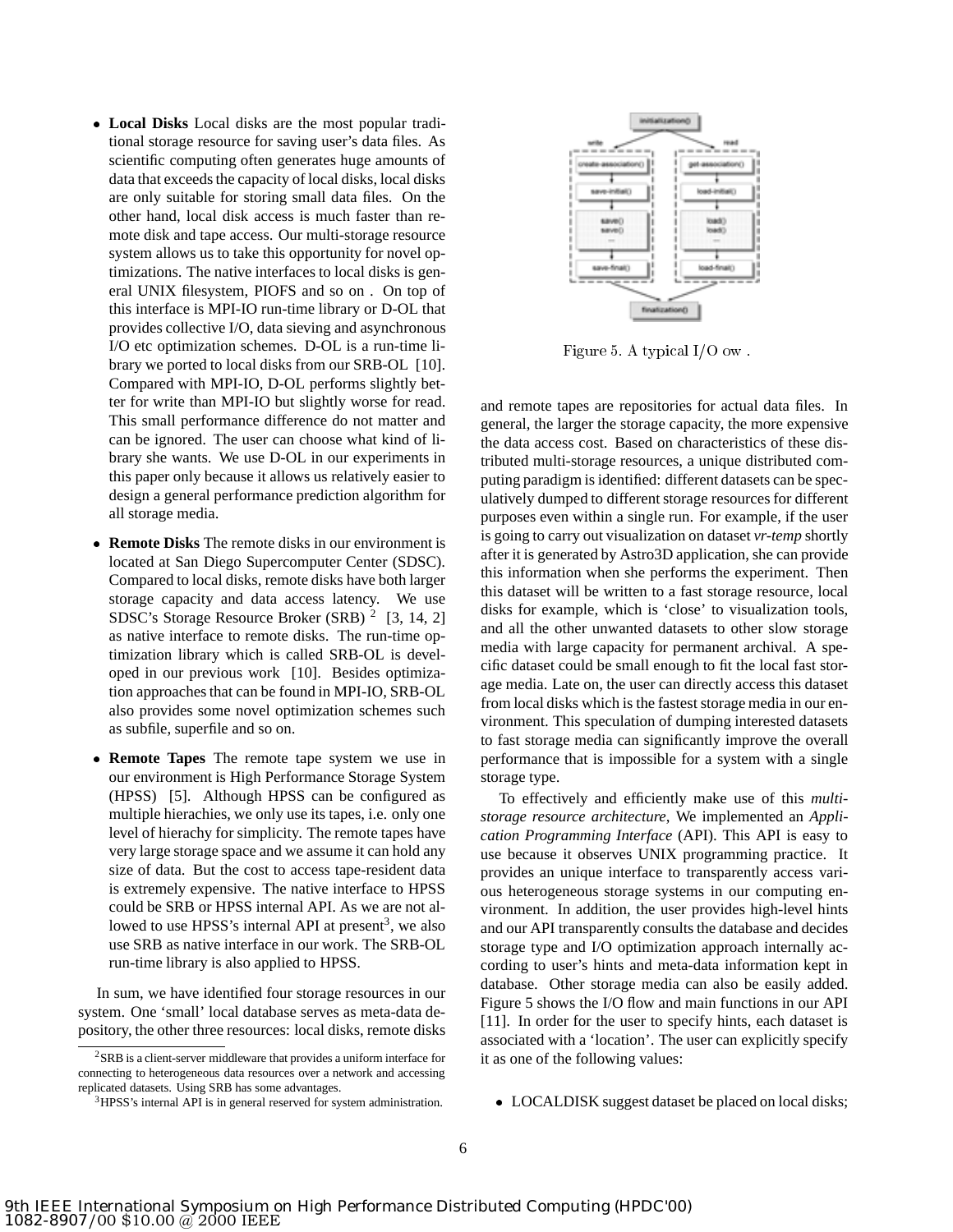- **Local Disks** Local disks are the most popular traditional storage resource for saving user's data files. As scientific computing often generates huge amounts of data that exceeds the capacity of local disks, local disks are only suitable for storing small data files. On the other hand, local disk access is much faster than remote disk and tape access. Our multi-storage resource system allows us to take this opportunity for novel optimizations. The native interfaces to local disks is general UNIX filesystem, PIOFS and so on . On top of this interface is MPI-IO run-time library or D-OL that provides collective I/O, data sieving and asynchronous I/O etc optimization schemes. D-OL is a run-time library we ported to local disks from our SRB-OL [10]. Compared with MPI-IO, D-OL performs slightly better for write than MPI-IO but slightly worse for read. This small performance difference do not matter and can be ignored. The user can choose what kind of library she wants. We use D-OL in our experiments in this paper only because it allows us relatively easier to design a general performance prediction algorithm for all storage media.

- **Remote Disks** The remote disks in our environment is located at San Diego Supercomputer Center (SDSC). Compared to local disks, remote disks have both larger storage capacity and data access latency. We use SDSC's Storage Resource Broker (SRB) [2] [3, 14, 2] as native interface to remote disks. The run-time optimization library which is called SRB-OL is developed in our previous work [10]. Besides optimization approaches that can be found in MPI-IO, SRB-OL also provides some novel optimization schemes such as subfile, superfile and so on.

- **Remote Tapes** The remote tape system we use in our environment is High Performance Storage System (HPSS) [5]. Although HPSS can be configured as multiple hierachies, we only use its tapes, i.e. only one level of hierachy for simplicity. The remote tapes have very large storage space and we assume it can hold any size of data. But the cost to access tape-resident data is extremely expensive. The native interface to HPSS could be SRB or HPSS internal API. As we are not allowed to use HPSS's internal API at present[3], we also use SRB as native interface in our work. The SRB-OL run-time library is also applied to HPSS.

In sum, we have identified four storage resources in our system. One 'small' local database serves as meta-data depository, the other three resources: local disks, remote disks and remote tapes are repositories for actual data files. In general, the larger the storage capacity, the more expensive the data access cost. Based on characteristics of these distributed multi-storage resources, a unique distributed computing paradigm is identified: different datasets can be speculatively dumped to different storage resources for different purposes even within a single run. For example, if the user is going to carry out visualization on dataset *vr-temp* shortly after it is generated by Astro3D application, she can provide this information when she performs the experiment. Then this dataset will be written to a fast storage resource, local disks for example, which is 'close' to visualization tools, and all the other unwanted datasets to other slow storage media with large capacity for permanent archival. A specific dataset could be small enough to fit the local fast storage media. Late on, the user can directly access this dataset from local disks which is the fastest storage media in our environment. This speculation of dumping interested datasets to fast storage media can significantly improve the overall performance that is impossible for a system with a single storage type.

[2] SRB is a client-server middleware that provides a uniform interface for connecting to heterogeneous data resources over a network and accessing replicated datasets. Using SRB has some advantages.

[3] HPSS's internal API is in general reserved for system administration.

Figure 5. A typical I/O ow .

To effectively and efficiently make use of this *multi-storage resource architecture*, We implemented an *Application Programming Interface* (API). This API is easy to use because it observes UNIX programming practice. It provides an unique interface to transparently access various heterogeneous storage systems in our computing environment. In addition, the user provides high-level hints and our API transparently consults the database and decides storage type and I/O optimization approach internally according to user's hints and meta-data information kept in database. Other storage media can also be easily added. Figure 5 shows the I/O flow and main functions in our API [11]. In order for the user to specify hints, each dataset is associated with a 'location'. The user can explicitly specify it as one of the following values:

- LOCALDISK suggest dataset be placed on local disks;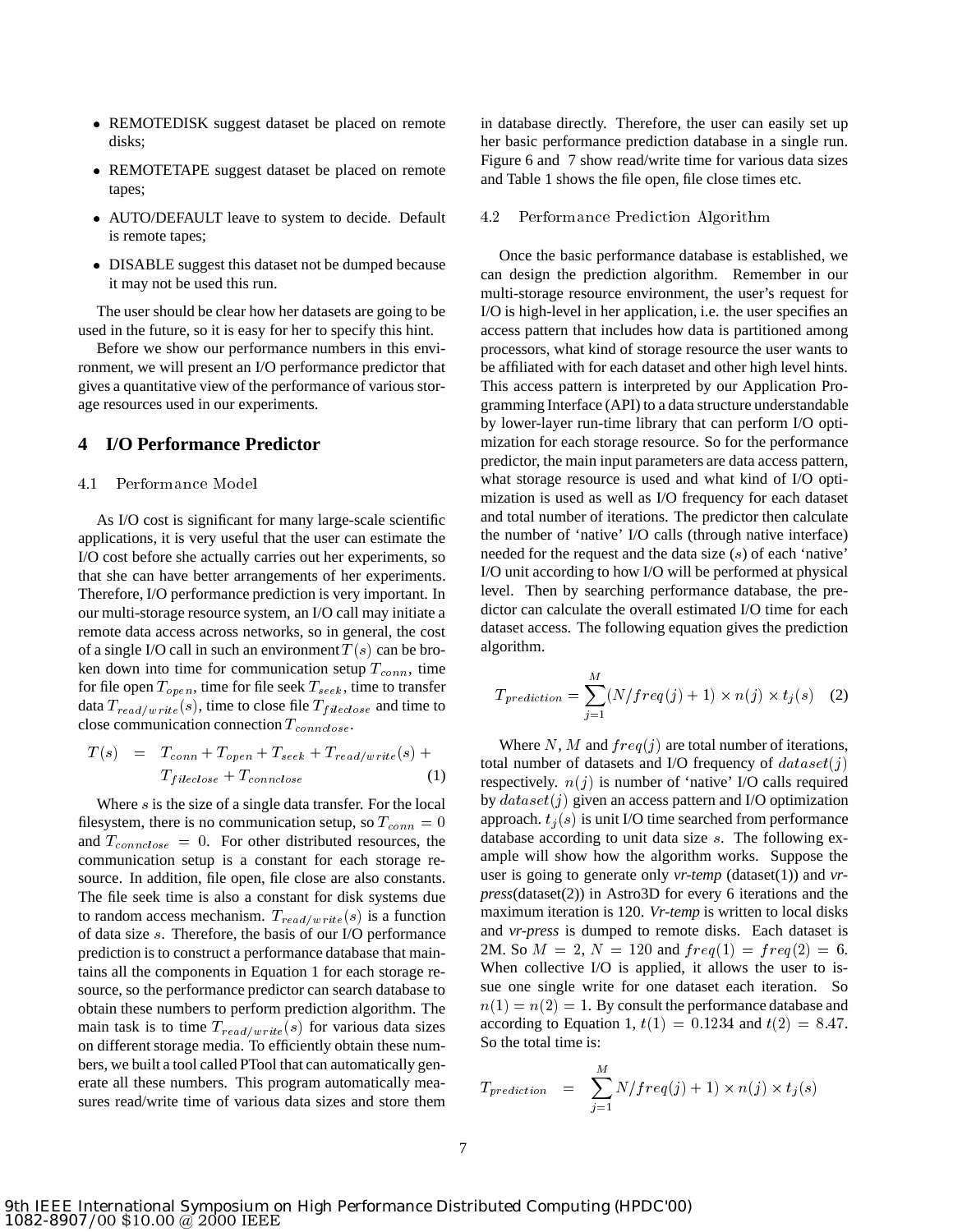- REMOTEDISK suggest dataset be placed on remote disks;
- REMOTETAPE suggest dataset be placed on remote tapes;
- AUTO/DEFAULT leave to system to decide. Default is remote tapes;
- DISABLE suggest this dataset not be dumped because it may not be used this run.

The user should be clear how her datasets are going to be used in the future, so it is easy for her to specify this hint.

Before we show our performance numbers in this environment, we will present an I/O performance predictor that gives a quantitative view of the performance of various storage resources used in our experiments.

## 4 I/O Performance Predictor

### 4.1 Performance Model

As I/O cost is significant for many large-scale scientific applications, it is very useful that the user can estimate the I/O cost before she actually carries out her experiments, so that she can have better arrangements of her experiments. Therefore, I/O performance prediction is very important. In our multi-storage resource system, an I/O call may initiate a remote data access across networks, so in general, the cost of a single I/O call in such an environment $T(s)$ can be broken down into time for communication setup $T_{conn}$, time for file open $T_{open}$, time for file seek $T_{seek}$, time to transfer data $T_{read/write}(s)$, time to close file $T_{fileclose}$ and time to close communication connection $T_{connclose}$.

$$T(s) = T_{conn} + T_{open} + T_{seek} + T_{read/write}(s) + T_{fileclose} + T_{connclose} \quad (1)$$

Where $s$ is the size of a single data transfer. For the local filesystem, there is no communication setup, so $T_{conn} = 0$ and $T_{connclose} = 0$. For other distributed resources, the communication setup is a constant for each storage resource. In addition, file open, file close are also constants. The file seek time is also a constant for disk systems due to random access mechanism. $T_{read/write}(s)$ is a function of data size $s$. Therefore, the basis of our I/O performance prediction is to construct a performance database that maintains all the components in Equation 1 for each storage resource, so the performance predictor can search database to obtain these numbers to perform prediction algorithm. The main task is to time $T_{read/write}(s)$ for various data sizes on different storage media. To efficiently obtain these numbers, we built a tool called PTool that can automatically generate all these numbers. This program automatically measures read/write time of various data sizes and store them in database directly. Therefore, the user can easily set up her basic performance prediction database in a single run. Figure 6 and 7 show read/write time for various data sizes and Table 1 shows the file open, file close times etc.

### 4.2 Performance Prediction Algorithm

Once the basic performance database is established, we can design the prediction algorithm. Remember in our multi-storage resource environment, the user's request for I/O is high-level in her application, i.e. the user specifies an access pattern that includes how data is partitioned among processors, what kind of storage resource the user wants to be affiliated with for each dataset and other high level hints. This access pattern is interpreted by our Application Programming Interface (API) to a data structure understandable by lower-layer run-time library that can perform I/O optimization for each storage resource. So for the performance predictor, the main input parameters are data access pattern, what storage resource is used and what kind of I/O optimization is used as well as I/O frequency for each dataset and total number of iterations. The predictor then calculate the number of 'native' I/O calls (through native interface) needed for the request and the data size ($s$) of each 'native' I/O unit according to how I/O will be performed at physical level. Then by searching performance database, the predictor can calculate the overall estimated I/O time for each dataset access. The following equation gives the prediction algorithm.

$$T_{prediction} = \sum_{j=1}^{M} (N/freq(j) + 1) \times n(j) \times t_j(s) \quad (2)$$

Where $N$, $M$ and $freq(j)$ are total number of iterations, total number of datasets and I/O frequency of $dataset(j)$ respectively. $n(j)$ is number of 'native' I/O calls required by $dataset(j)$ given an access pattern and I/O optimization approach. $t_j(s)$ is unit I/O time searched from performance database according to unit data size $s$. The following example will show how the algorithm works. Suppose the user is going to generate only *vr-temp* (dataset(1)) and *vr-press*(dataset(2)) in Astro3D for every 6 iterations and the maximum iteration is 120. *Vr-temp* is written to local disks and *vr-press* is dumped to remote disks. Each dataset is 2M. So $M = 2$, $N = 120$ and $freq(1) = freq(2) = 6$. When collective I/O is applied, it allows the user to issue one single write for one dataset each iteration. So $n(1) = n(2) = 1$. By consult the performance database and according to Equation 1, $t(1) = 0.1234$ and $t(2) = 8.47$. So the total time is:

$$T_{prediction} = \sum_{j=1}^{M} N/freq(j) + 1) \times n(j) \times t_j(s)$$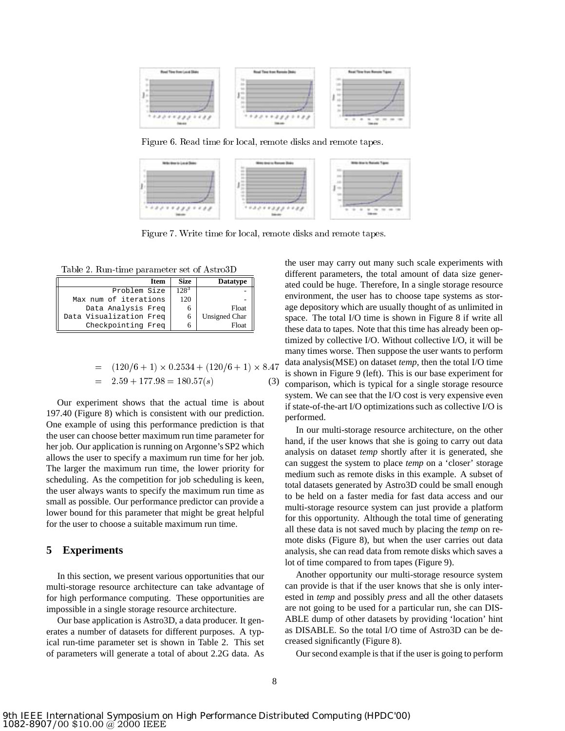Figure 6. Read time for local, remote disks and remote tapes.

Figure 7. Write time for local, remote disks and remote tapes.

Table 2. Run-time parameter set of Astro3D

| Item | Size | Datatype |
|---|---|---|
| Problem Size | $128^3$ | - |
| Max num of iterations | 120 | - |
| Data Analysis Freq | 6 | Float |
| Data Visualization Freq | 6 | Unsigned Char |
| Checkpointing Freq | 6 | Float |

$$
\begin{aligned}
&= (120/6 + 1) \times 0.2534 + (120/6 + 1) \times 8.47 \\
&= 2.59 + 177.98 = 180.57(s) \qquad (3)
\end{aligned}
$$

Our experiment shows that the actual time is about 197.40 (Figure 8) which is consistent with our prediction. One example of using this performance prediction is that the user can choose better maximum run time parameter for her job. Our application is running on Argonne's SP2 which allows the user to specify a maximum run time for her job. The larger the maximum run time, the lower priority for scheduling. As the competition for job scheduling is keen, the user always wants to specify the maximum run time as small as possible. Our performance predictor can provide a lower bound for this parameter that might be great helpful for the user to choose a suitable maximum run time.

## 5 Experiments

In this section, we present various opportunities that our multi-storage resource architecture can take advantage of for high performance computing. These opportunities are impossible in a single storage resource architecture.

Our base application is Astro3D, a data producer. It generates a number of datasets for different purposes. A typical run-time parameter set is shown in Table 2. This set of parameters will generate a total of about 2.2G data. As the user may carry out many such scale experiments with different parameters, the total amount of data size generated could be huge. Therefore, In a single storage resource environment, the user has to choose tape systems as storage depository which are usually thought of as unlimited in space. The total I/O time is shown in Figure 8 if write all these data to tapes. Note that this time has already been optimized by collective I/O. Without collective I/O, it will be many times worse. Then suppose the user wants to perform data analysis(MSE) on dataset *temp*, then the total I/O time is shown in Figure 9 (left). This is our base experiment for comparison, which is typical for a single storage resource system. We can see that the I/O cost is very expensive even if state-of-the-art I/O optimizations such as collective I/O is performed.

In our multi-storage resource architecture, on the other hand, if the user knows that she is going to carry out data analysis on dataset *temp* shortly after it is generated, she can suggest the system to place *temp* on a 'closer' storage medium such as remote disks in this example. A subset of total datasets generated by Astro3D could be small enough to be held on a faster media for fast data access and our multi-storage resource system can just provide a platform for this opportunity. Although the total time of generating all these data is not saved much by placing the *temp* on remote disks (Figure 8), but when the user carries out data analysis, she can read data from remote disks which saves a lot of time compared to from tapes (Figure 9).

Another opportunity our multi-storage resource system can provide is that if the user knows that she is only interested in *temp* and possibly *press* and all the other datasets are not going to be used for a particular run, she can DISABLE dump of other datasets by providing 'location' hint as DISABLE. So the total I/O time of Astro3D can be decreased significantly (Figure 8).

Our second example is that if the user is going to perform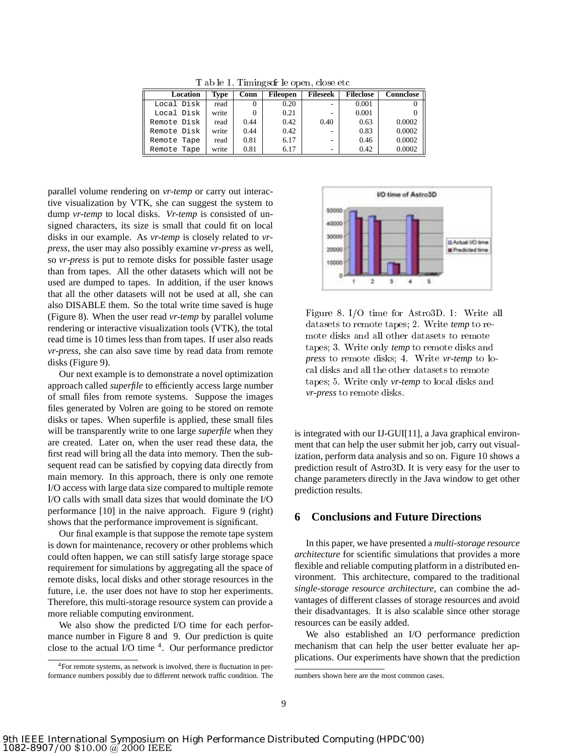Table 1. Timings of file open, close etc

| Location | Type | Conn | Fileopen | Fileseek | Fileclose | Connclose |
|---|---|---|---|---|---|---|
| Local Disk | read | 0 | 0.20 | - | 0.001 | 0 |
| Local Disk | write | 0 | 0.21 | - | 0.001 | 0 |
| Remote Disk | read | 0.44 | 0.42 | 0.40 | 0.63 | 0.0002 |
| Remote Disk | write | 0.44 | 0.42 | - | 0.83 | 0.0002 |
| Remote Tape | read | 0.81 | 6.17 | - | 0.46 | 0.0002 |
| Remote Tape | write | 0.81 | 6.17 | - | 0.42 | 0.0002 |

parallel volume rendering on *vr-temp* or carry out interactive visualization by VTK, she can suggest the system to dump *vr-temp* to local disks. *Vr-temp* is consisted of unsigned characters, its size is small that could fit on local disks in our example. As *vr-temp* is closely related to *vr-press*, the user may also possibly examine *vr-press* as well, so *vr-press* is put to remote disks for possible faster usage than from tapes. All the other datasets which will not be used are dumped to tapes. In addition, if the user knows that all the other datasets will not be used at all, she can also DISABLE them. So the total write time saved is huge (Figure 8). When the user read *vr-temp* by parallel volume rendering or interactive visualization tools (VTK), the total read time is 10 times less than from tapes. If user also reads *vr-press*, she can also save time by read data from remote disks (Figure 9).

Our next example is to demonstrate a novel optimization approach called *superfile* to efficiently access large number of small files from remote systems. Suppose the images files generated by Volren are going to be stored on remote disks or tapes. When superfile is applied, these small files will be transparently write to one large *superfile* when they are created. Later on, when the user read these data, the first read will bring all the data into memory. Then the subsequent read can be satisfied by copying data directly from main memory. In this approach, there is only one remote I/O access with large data size compared to multiple remote I/O calls with small data sizes that would dominate the I/O performance [10] in the naive approach. Figure 9 (right) shows that the performance improvement is significant.

Our final example is that suppose the remote tape system is down for maintenance, recovery or other problems which could often happen, we can still satisfy large storage space requirement for simulations by aggregating all the space of remote disks, local disks and other storage resources in the future, i.e. the user does not have to stop her experiments. Therefore, this multi-storage resource system can provide a more reliable computing environment.

We also show the predicted I/O time for each performance number in Figure 8 and 9. Our prediction is quite close to the actual I/O time [4]. Our performance predictor is integrated with our IJ-GUI[11], a Java graphical environment that can help the user submit her job, carry out visualization, perform data analysis and so on. Figure 10 shows a prediction result of Astro3D. It is very easy for the user to change parameters directly in the Java window to get other prediction results.

Figure 8. I/O time for Astro3D. 1: Write all datasets to remote tapes; 2. Write *temp* to remote disks and all other datasets to remote tapes; 3. Write only *temp* to remote disks and *press* to remote disks; 4. Write *vr-temp* to local disks and all the other datasets to remote tapes; 5. Write only *vr-temp* to local disks and *vr-press* to remote disks.

## 6 Conclusions and Future Directions

In this paper, we have presented a *multi-storage resource architecture* for scientific simulations that provides a more flexible and reliable computing platform in a distributed environment. This architecture, compared to the traditional *single-storage resource architecture*, can combine the advantages of different classes of storage resources and avoid their disadvantages. It is also scalable since other storage resources can be easily added.

We also established an I/O performance prediction mechanism that can help the user better evaluate her applications. Our experiments have shown that the prediction

[4] For remote systems, as network is involved, there is fluctuation in performance numbers possibly due to different network traffic condition. The numbers shown here are the most common cases.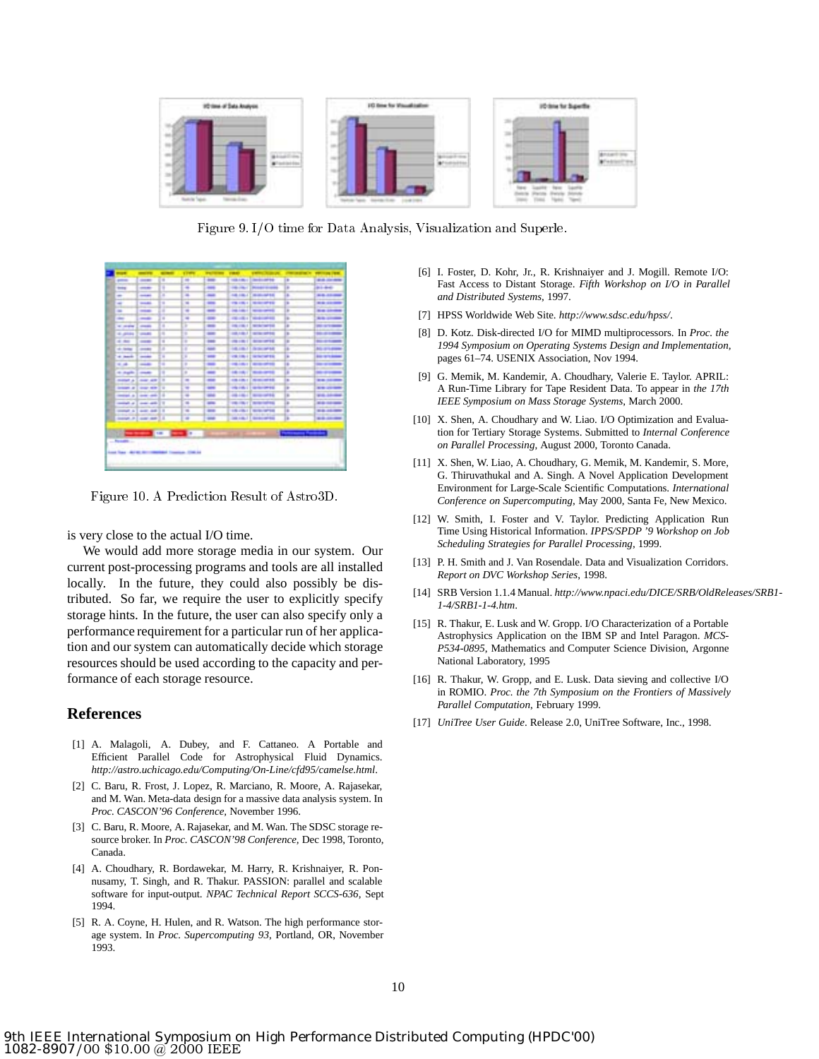Figure 9. I/O time for Data Analysis, Visualization and Superle.

Figure 10. A Prediction Result of Astro3D.

is very close to the actual I/O time.

We would add more storage media in our system. Our current post-processing programs and tools are all installed locally. In the future, they could also possibly be distributed. So far, we require the user to explicitly specify storage hints. In the future, the user can also specify only a performance requirement for a particular run of her application and our system can automatically decide which storage resources should be used according to the capacity and performance of each storage resource.

## References

[1] A. Malagoli, A. Dubey, and F. Cattaneo. A Portable and Efficient Parallel Code for Astrophysical Fluid Dynamics. *http://astro.uchicago.edu/Computing/On-Line/cfd95/camelse.html*.

[2] C. Baru, R. Frost, J. Lopez, R. Marciano, R. Moore, A. Rajasekar, and M. Wan. Meta-data design for a massive data analysis system. In *Proc. CASCON'96 Conference*, November 1996.

[3] C. Baru, R. Moore, A. Rajasekar, and M. Wan. The SDSC storage resource broker. In *Proc. CASCON'98 Conference*, Dec 1998, Toronto, Canada.

[4] A. Choudhary, R. Bordawekar, M. Harry, R. Krishnaiyer, R. Ponnusamy, T. Singh, and R. Thakur. PASSION: parallel and scalable software for input-output. *NPAC Technical Report SCCS-636*, Sept 1994.

[5] R. A. Coyne, H. Hulen, and R. Watson. The high performance storage system. In *Proc. Supercomputing 93*, Portland, OR, November 1993.

[6] I. Foster, D. Kohr, Jr., R. Krishnaiyer and J. Mogill. Remote I/O: Fast Access to Distant Storage. *Fifth Workshop on I/O in Parallel and Distributed Systems*, 1997.

[7] HPSS Worldwide Web Site. *http://www.sdsc.edu/hpss/*.

[8] D. Kotz. Disk-directed I/O for MIMD multiprocessors. In *Proc. the 1994 Symposium on Operating Systems Design and Implementation*, pages 61–74. USENIX Association, Nov 1994.

[9] G. Memik, M. Kandemir, A. Choudhary, Valerie E. Taylor. APRIL: A Run-Time Library for Tape Resident Data. To appear in *the 17th IEEE Symposium on Mass Storage Systems*, March 2000.

[10] X. Shen, A. Choudhary and W. Liao. I/O Optimization and Evaluation for Tertiary Storage Systems. Submitted to *Internal Conference on Parallel Processing*, August 2000, Toronto Canada.

[11] X. Shen, W. Liao, A. Choudhary, G. Memik, M. Kandemir, S. More, G. Thiruvathukal and A. Singh. A Novel Application Development Environment for Large-Scale Scientific Computations. *International Conference on Supercomputing*, May 2000, Santa Fe, New Mexico.

[12] W. Smith, I. Foster and V. Taylor. Predicting Application Run Time Using Historical Information. *IPPS/SPDP '9 Workshop on Job Scheduling Strategies for Parallel Processing*, 1999.

[13] P. H. Smith and J. Van Rosendale. Data and Visualization Corridors. *Report on DVC Workshop Series*, 1998.

[14] SRB Version 1.1.4 Manual. *http://www.npaci.edu/DICE/SRB/OldReleases/SRB1-1-4/SRB1-1-4.htm*.

[15] R. Thakur, E. Lusk and W. Gropp. I/O Characterization of a Portable Astrophysics Application on the IBM SP and Intel Paragon. *MCS-P534-0895*, Mathematics and Computer Science Division, Argonne National Laboratory, 1995

[16] R. Thakur, W. Gropp, and E. Lusk. Data sieving and collective I/O in ROMIO. *Proc. the 7th Symposium on the Frontiers of Massively Parallel Computation*, February 1999.

[17] *UniTree User Guide*. Release 2.0, UniTree Software, Inc., 1998.